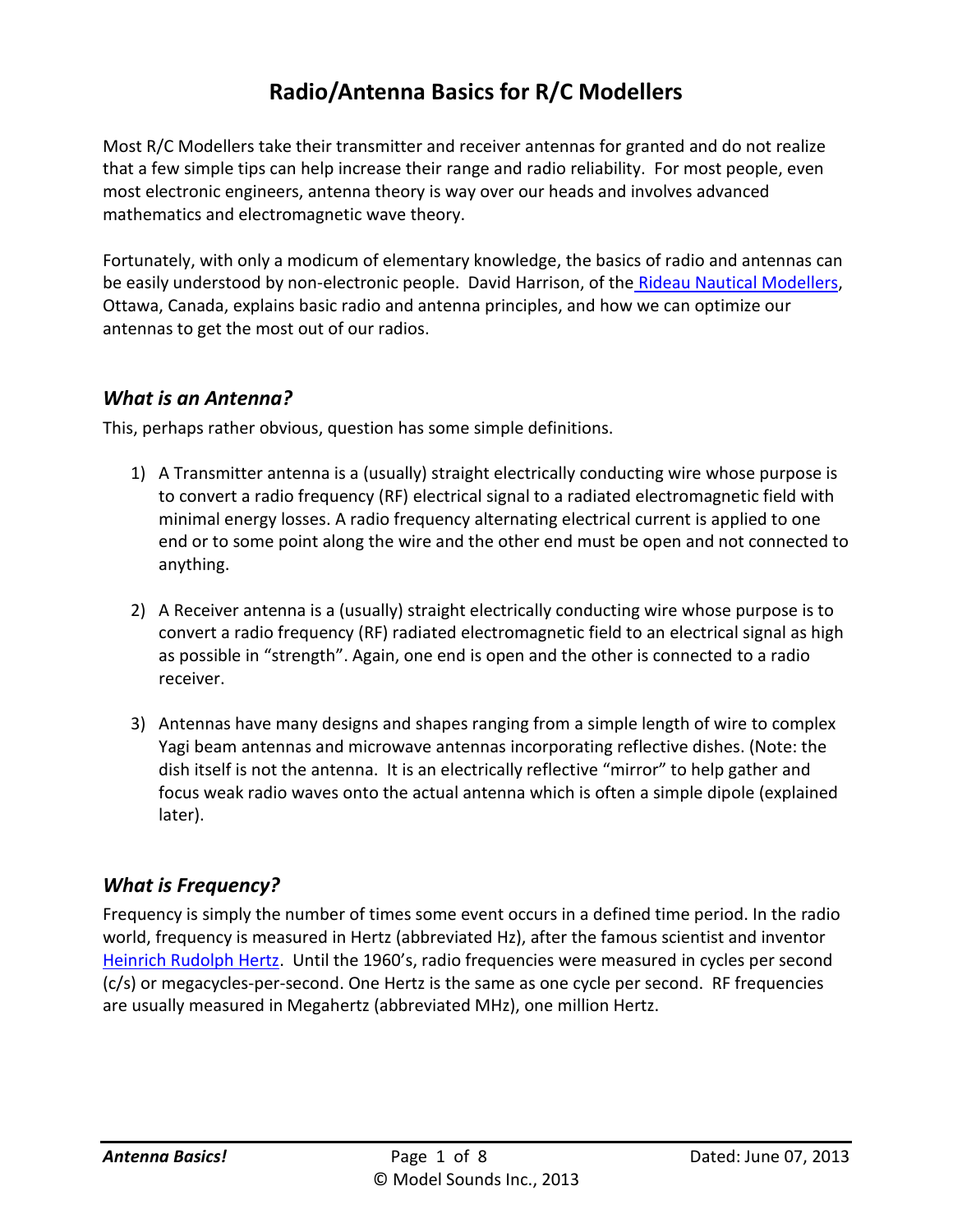# Radio/Antenna Basics for R/C Modellers

Most R/C Modellers take their transmitter and receiver antennas for granted and do not realize that a few simple tips can help increase their range and radio reliability. For most people, even most electronic engineers, antenna theory is way over our heads and involves advanced mathematics and electromagnetic wave theory.

Fortunately, with only a modicum of elementary knowledge, the basics of radio and antennas can be easily understood by non-electronic people. David Harrison, of the Rideau Nautical Modellers, Ottawa, Canada, explains basic radio and antenna principles, and how we can optimize our antennas to get the most out of our radios.

## *What is an Antenna?*

This, perhaps rather obvious, question has some simple definitions.

1) A Transmitter antenna is a (usually) straight electrically conducting wire whose purpose is to convert a radio frequency (RF) electrical signal to a radiated electromagnetic field with minimal energy losses. A radio frequency alternating electrical current is applied to one end or to some point along the wire and the other end must be open and not connected to anything.

2) A Receiver antenna is a (usually) straight electrically conducting wire whose purpose is to convert a radio frequency (RF) radiated electromagnetic field to an electrical signal as high as possible in "strength". Again, one end is open and the other is connected to a radio receiver.

3) Antennas have many designs and shapes ranging from a simple length of wire to complex Yagi beam antennas and microwave antennas incorporating reflective dishes. (Note: the dish itself is not the antenna. It is an electrically reflective "mirror" to help gather and focus weak radio waves onto the actual antenna which is often a simple dipole (explained later).

## *What is Frequency?*

Frequency is simply the number of times some event occurs in a defined time period. In the radio world, frequency is measured in Hertz (abbreviated Hz), after the famous scientist and inventor Heinrich Rudolph Hertz. Until the 1960's, radio frequencies were measured in cycles per second (c/s) or megacycles-per-second. One Hertz is the same as one cycle per second. RF frequencies are usually measured in Megahertz (abbreviated MHz), one million Hertz.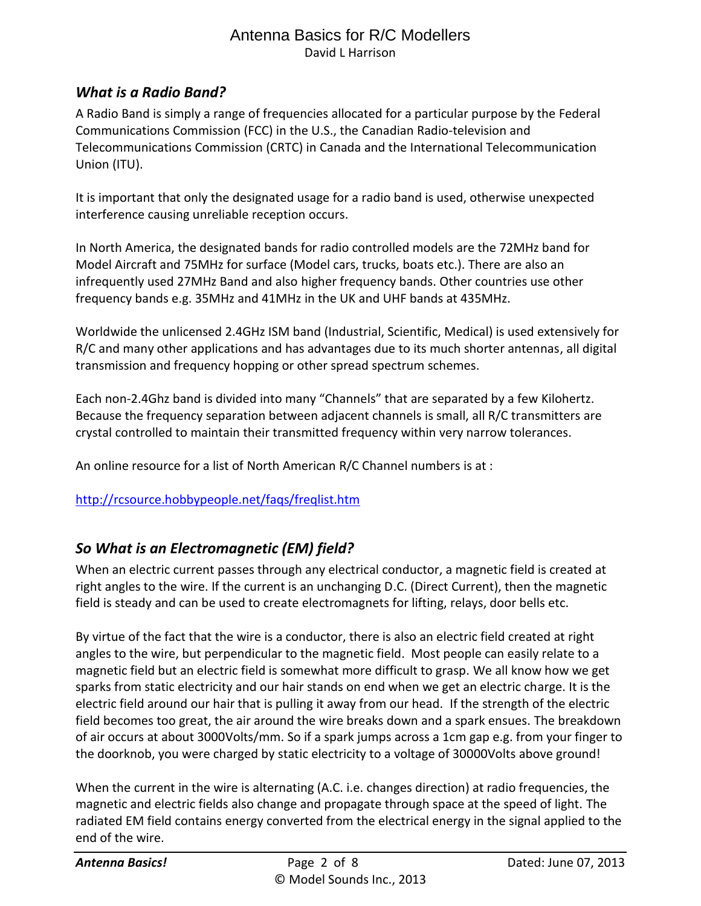## *What is a Radio Band?*

A Radio Band is simply a range of frequencies allocated for a particular purpose by the Federal Communications Commission (FCC) in the U.S., the Canadian Radio-television and Telecommunications Commission (CRTC) in Canada and the International Telecommunication Union (ITU).

It is important that only the designated usage for a radio band is used, otherwise unexpected interference causing unreliable reception occurs.

In North America, the designated bands for radio controlled models are the 72MHz band for Model Aircraft and 75MHz for surface (Model cars, trucks, boats etc.). There are also an infrequently used 27MHz Band and also higher frequency bands. Other countries use other frequency bands e.g. 35MHz and 41MHz in the UK and UHF bands at 435MHz.

Worldwide the unlicensed 2.4GHz ISM band (Industrial, Scientific, Medical) is used extensively for R/C and many other applications and has advantages due to its much shorter antennas, all digital transmission and frequency hopping or other spread spectrum schemes.

Each non-2.4Ghz band is divided into many "Channels" that are separated by a few Kilohertz. Because the frequency separation between adjacent channels is small, all R/C transmitters are crystal controlled to maintain their transmitted frequency within very narrow tolerances.

An online resource for a list of North American R/C Channel numbers is at :

http://rcsource.hobbypeople.net/faqs/freqlist.htm

## *So What is an Electromagnetic (EM) field?*

When an electric current passes through any electrical conductor, a magnetic field is created at right angles to the wire. If the current is an unchanging D.C. (Direct Current), then the magnetic field is steady and can be used to create electromagnets for lifting, relays, door bells etc.

By virtue of the fact that the wire is a conductor, there is also an electric field created at right angles to the wire, but perpendicular to the magnetic field. Most people can easily relate to a magnetic field but an electric field is somewhat more difficult to grasp. We all know how we get sparks from static electricity and our hair stands on end when we get an electric charge. It is the electric field around our hair that is pulling it away from our head. If the strength of the electric field becomes too great, the air around the wire breaks down and a spark ensues. The breakdown of air occurs at about 3000Volts/mm. So if a spark jumps across a 1cm gap e.g. from your finger to the doorknob, you were charged by static electricity to a voltage of 30000Volts above ground!

When the current in the wire is alternating (A.C. i.e. changes direction) at radio frequencies, the magnetic and electric fields also change and propagate through space at the speed of light. The radiated EM field contains energy converted from the electrical energy in the signal applied to the end of the wire.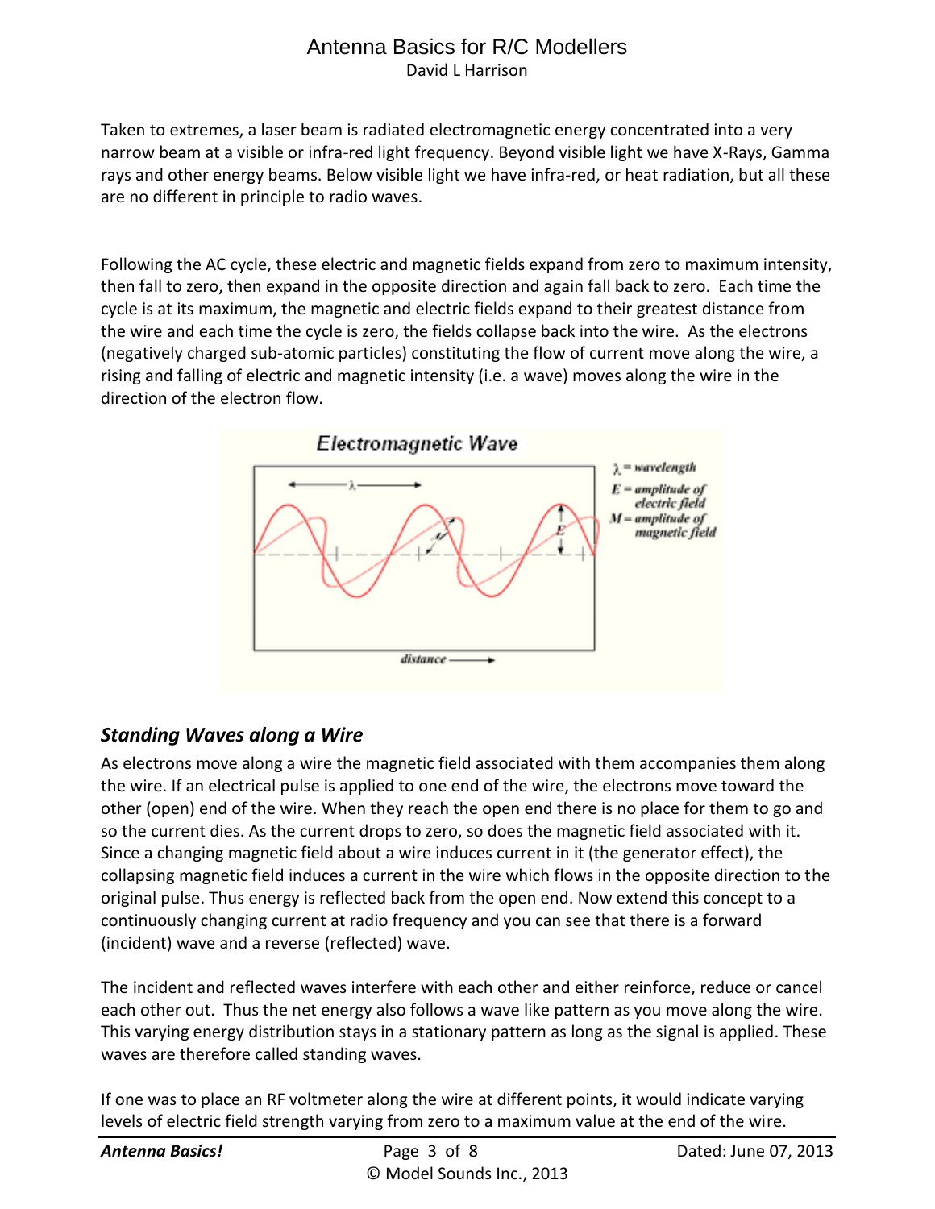Taken to extremes, a laser beam is radiated electromagnetic energy concentrated into a very narrow beam at a visible or infra-red light frequency. Beyond visible light we have X-Rays, Gamma rays and other energy beams. Below visible light we have infra-red, or heat radiation, but all these are no different in principle to radio waves.

Following the AC cycle, these electric and magnetic fields expand from zero to maximum intensity, then fall to zero, then expand in the opposite direction and again fall back to zero. Each time the cycle is at its maximum, the magnetic and electric fields expand to their greatest distance from the wire and each time the cycle is zero, the fields collapse back into the wire. As the electrons (negatively charged sub-atomic particles) constituting the flow of current move along the wire, a rising and falling of electric and magnetic intensity (i.e. a wave) moves along the wire in the direction of the electron flow.

Electromagnetic Wave

$\lambda$ = wavelength
$E$ = amplitude of electric field
$M$ = amplitude of magnetic field

distance

### *Standing Waves along a Wire*

As electrons move along a wire the magnetic field associated with them accompanies them along the wire. If an electrical pulse is applied to one end of the wire, the electrons move toward the other (open) end of the wire. When they reach the open end there is no place for them to go and so the current dies. As the current drops to zero, so does the magnetic field associated with it. Since a changing magnetic field about a wire induces current in it (the generator effect), the collapsing magnetic field induces a current in the wire which flows in the opposite direction to the original pulse. Thus energy is reflected back from the open end. Now extend this concept to a continuously changing current at radio frequency and you can see that there is a forward (incident) wave and a reverse (reflected) wave.

The incident and reflected waves interfere with each other and either reinforce, reduce or cancel each other out. Thus the net energy also follows a wave like pattern as you move along the wire. This varying energy distribution stays in a stationary pattern as long as the signal is applied. These waves are therefore called standing waves.

If one was to place an RF voltmeter along the wire at different points, it would indicate varying levels of electric field strength varying from zero to a maximum value at the end of the wire.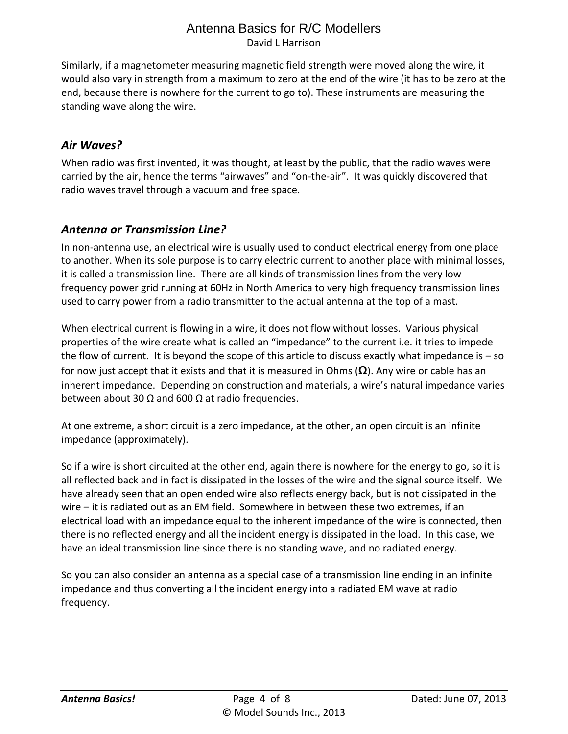Similarly, if a magnetometer measuring magnetic field strength were moved along the wire, it would also vary in strength from a maximum to zero at the end of the wire (it has to be zero at the end, because there is nowhere for the current to go to). These instruments are measuring the standing wave along the wire.

## *Air Waves?*

When radio was first invented, it was thought, at least by the public, that the radio waves were carried by the air, hence the terms "airwaves" and "on-the-air". It was quickly discovered that radio waves travel through a vacuum and free space.

## *Antenna or Transmission Line?*

In non-antenna use, an electrical wire is usually used to conduct electrical energy from one place to another. When its sole purpose is to carry electric current to another place with minimal losses, it is called a transmission line. There are all kinds of transmission lines from the very low frequency power grid running at 60Hz in North America to very high frequency transmission lines used to carry power from a radio transmitter to the actual antenna at the top of a mast.

When electrical current is flowing in a wire, it does not flow without losses. Various physical properties of the wire create what is called an "impedance" to the current i.e. it tries to impede the flow of current. It is beyond the scope of this article to discuss exactly what impedance is – so for now just accept that it exists and that it is measured in Ohms (**Ω**). Any wire or cable has an inherent impedance. Depending on construction and materials, a wire's natural impedance varies between about 30 Ω and 600 Ω at radio frequencies.

At one extreme, a short circuit is a zero impedance, at the other, an open circuit is an infinite impedance (approximately).

So if a wire is short circuited at the other end, again there is nowhere for the energy to go, so it is all reflected back and in fact is dissipated in the losses of the wire and the signal source itself. We have already seen that an open ended wire also reflects energy back, but is not dissipated in the wire – it is radiated out as an EM field. Somewhere in between these two extremes, if an electrical load with an impedance equal to the inherent impedance of the wire is connected, then there is no reflected energy and all the incident energy is dissipated in the load. In this case, we have an ideal transmission line since there is no standing wave, and no radiated energy.

So you can also consider an antenna as a special case of a transmission line ending in an infinite impedance and thus converting all the incident energy into a radiated EM wave at radio frequency.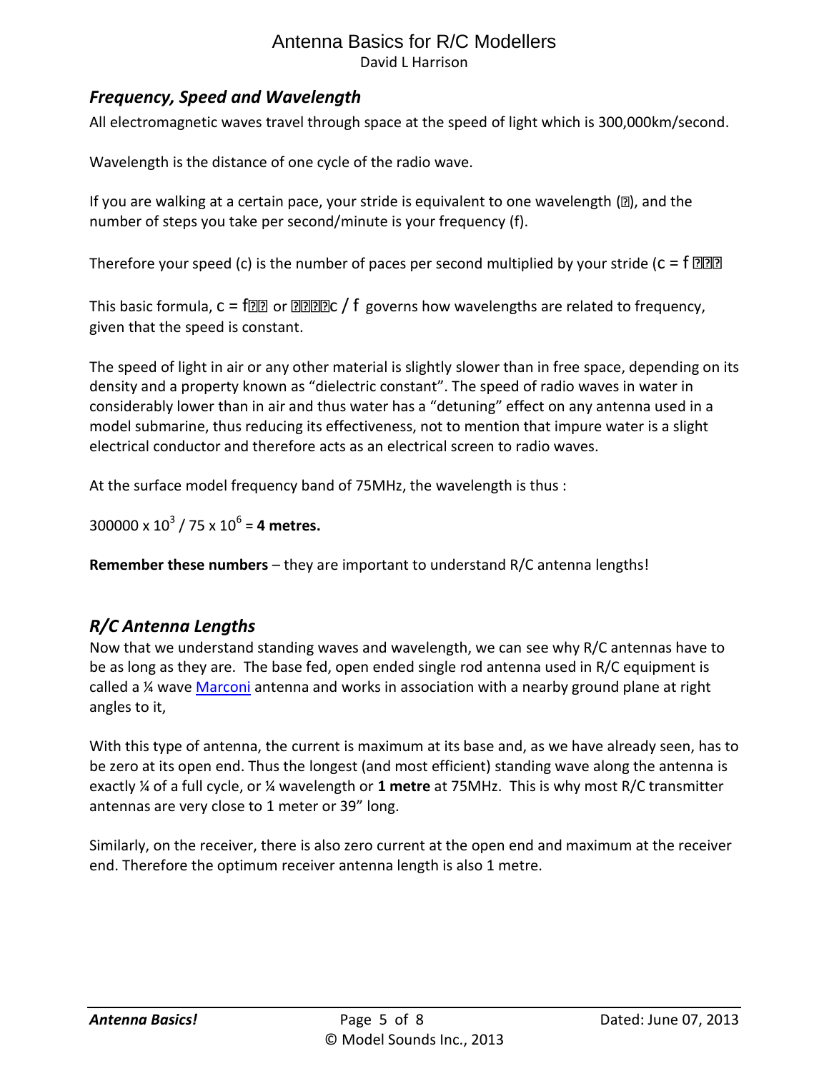## Frequency, Speed and Wavelength

All electromagnetic waves travel through space at the speed of light which is 300,000km/second.

Wavelength is the distance of one cycle of the radio wave.

If you are walking at a certain pace, your stride is equivalent to one wavelength ($\lambda$), and the number of steps you take per second/minute is your frequency (f).

Therefore your speed (c) is the number of paces per second multiplied by your stride ($c = f\lambda$)

This basic formula, $c = f\lambda$ or $\lambda = c / f$ governs how wavelengths are related to frequency, given that the speed is constant.

The speed of light in air or any other material is slightly slower than in free space, depending on its density and a property known as "dielectric constant". The speed of radio waves in water in considerably lower than in air and thus water has a "detuning" effect on any antenna used in a model submarine, thus reducing its effectiveness, not to mention that impure water is a slight electrical conductor and therefore acts as an electrical screen to radio waves.

At the surface model frequency band of 75MHz, the wavelength is thus :

$300000 \times 10^3 / 75 \times 10^6 =$ **4 metres.**

**Remember these numbers** – they are important to understand R/C antenna lengths!

## R/C Antenna Lengths

Now that we understand standing waves and wavelength, we can see why R/C antennas have to be as long as they are. The base fed, open ended single rod antenna used in R/C equipment is called a ¼ wave Marconi antenna and works in association with a nearby ground plane at right angles to it,

With this type of antenna, the current is maximum at its base and, as we have already seen, has to be zero at its open end. Thus the longest (and most efficient) standing wave along the antenna is exactly ¼ of a full cycle, or ¼ wavelength or **1 metre** at 75MHz. This is why most R/C transmitter antennas are very close to 1 meter or 39" long.

Similarly, on the receiver, there is also zero current at the open end and maximum at the receiver end. Therefore the optimum receiver antenna length is also 1 metre.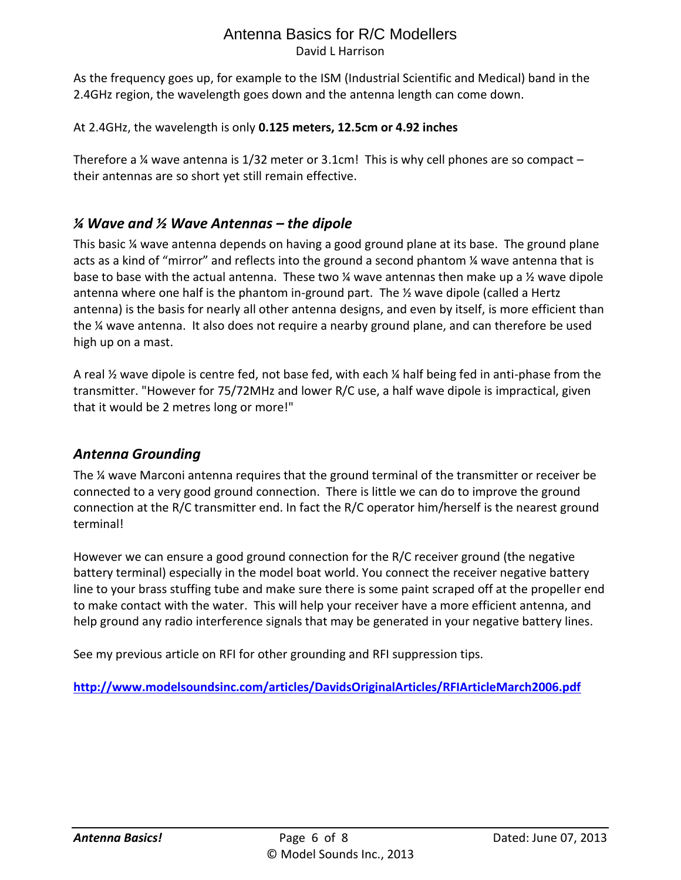As the frequency goes up, for example to the ISM (Industrial Scientific and Medical) band in the 2.4GHz region, the wavelength goes down and the antenna length can come down.

At 2.4GHz, the wavelength is only **0.125 meters, 12.5cm or 4.92 inches**

Therefore a ¼ wave antenna is 1/32 meter or 3.1cm! This is why cell phones are so compact – their antennas are so short yet still remain effective.

## *¼ Wave and ½ Wave Antennas – the dipole*

This basic ¼ wave antenna depends on having a good ground plane at its base. The ground plane acts as a kind of "mirror" and reflects into the ground a second phantom ¼ wave antenna that is base to base with the actual antenna. These two ¼ wave antennas then make up a ½ wave dipole antenna where one half is the phantom in-ground part. The ½ wave dipole (called a Hertz antenna) is the basis for nearly all other antenna designs, and even by itself, is more efficient than the ¼ wave antenna. It also does not require a nearby ground plane, and can therefore be used high up on a mast.

A real ½ wave dipole is centre fed, not base fed, with each ¼ half being fed in anti-phase from the transmitter. "However for 75/72MHz and lower R/C use, a half wave dipole is impractical, given that it would be 2 metres long or more!"

## *Antenna Grounding*

The ¼ wave Marconi antenna requires that the ground terminal of the transmitter or receiver be connected to a very good ground connection. There is little we can do to improve the ground connection at the R/C transmitter end. In fact the R/C operator him/herself is the nearest ground terminal!

However we can ensure a good ground connection for the R/C receiver ground (the negative battery terminal) especially in the model boat world. You connect the receiver negative battery line to your brass stuffing tube and make sure there is some paint scraped off at the propeller end to make contact with the water. This will help your receiver have a more efficient antenna, and help ground any radio interference signals that may be generated in your negative battery lines.

See my previous article on RFI for other grounding and RFI suppression tips.

**http://www.modelsoundsinc.com/articles/DavidsOriginalArticles/RFIArticleMarch2006.pdf**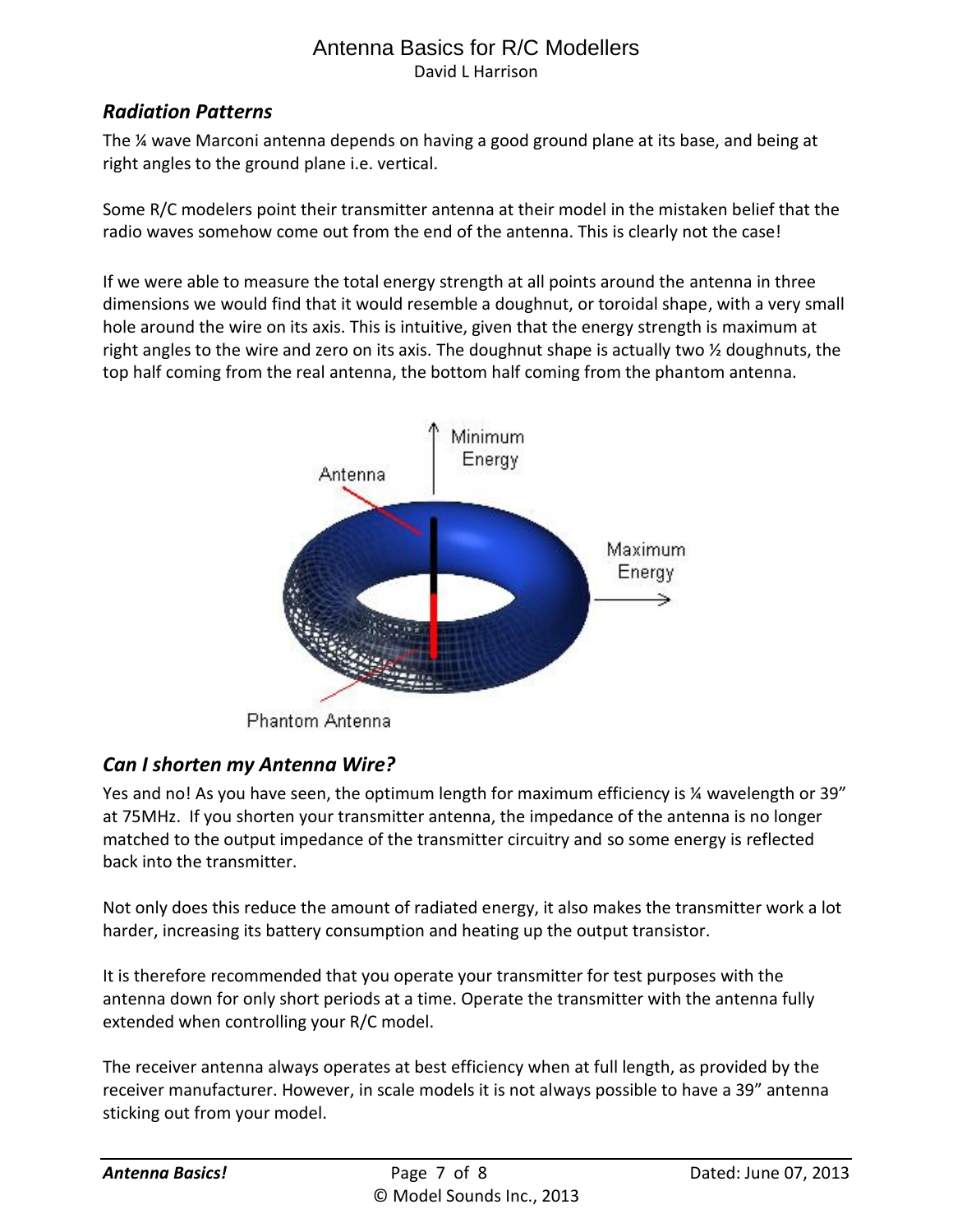## *Radiation Patterns*

The ¼ wave Marconi antenna depends on having a good ground plane at its base, and being at right angles to the ground plane i.e. vertical.

Some R/C modelers point their transmitter antenna at their model in the mistaken belief that the radio waves somehow come out from the end of the antenna. This is clearly not the case!

If we were able to measure the total energy strength at all points around the antenna in three dimensions we would find that it would resemble a doughnut, or toroidal shape, with a very small hole around the wire on its axis. This is intuitive, given that the energy strength is maximum at right angles to the wire and zero on its axis. The doughnut shape is actually two ½ doughnuts, the top half coming from the real antenna, the bottom half coming from the phantom antenna.

## *Can I shorten my Antenna Wire?*

Yes and no! As you have seen, the optimum length for maximum efficiency is ¼ wavelength or 39" at 75MHz. If you shorten your transmitter antenna, the impedance of the antenna is no longer matched to the output impedance of the transmitter circuitry and so some energy is reflected back into the transmitter.

Not only does this reduce the amount of radiated energy, it also makes the transmitter work a lot harder, increasing its battery consumption and heating up the output transistor.

It is therefore recommended that you operate your transmitter for test purposes with the antenna down for only short periods at a time. Operate the transmitter with the antenna fully extended when controlling your R/C model.

The receiver antenna always operates at best efficiency when at full length, as provided by the receiver manufacturer. However, in scale models it is not always possible to have a 39" antenna sticking out from your model.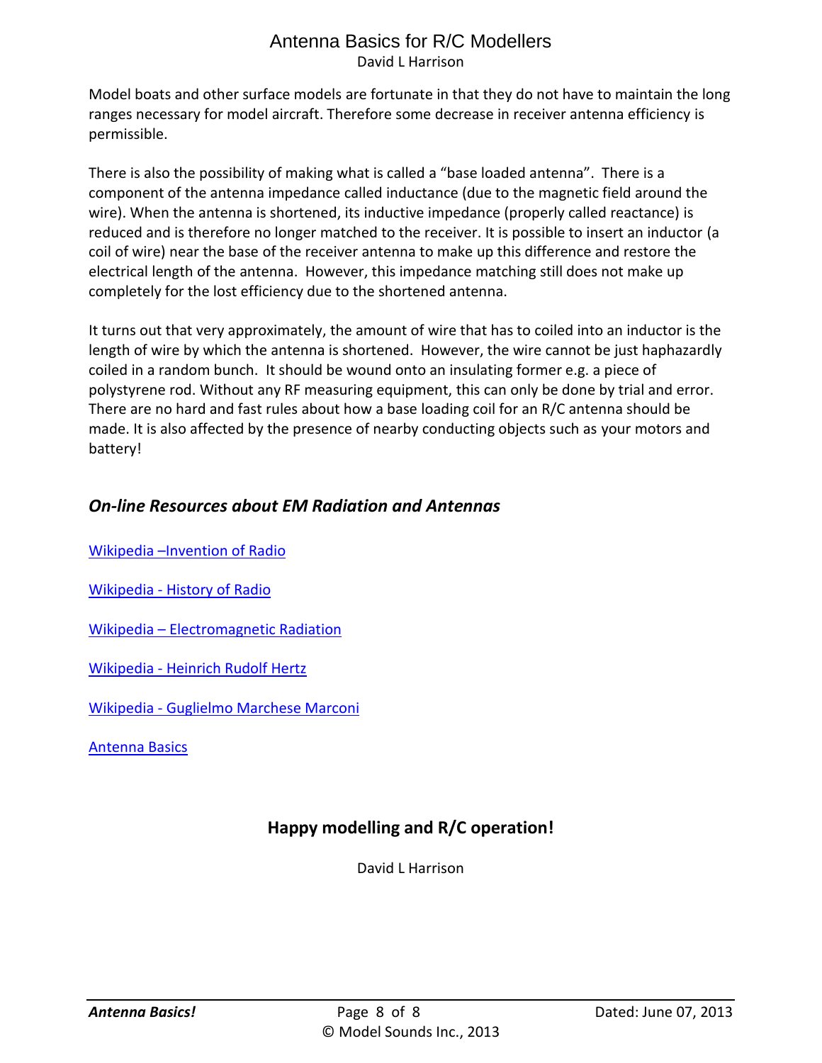Model boats and other surface models are fortunate in that they do not have to maintain the long ranges necessary for model aircraft. Therefore some decrease in receiver antenna efficiency is permissible.

There is also the possibility of making what is called a "base loaded antenna". There is a component of the antenna impedance called inductance (due to the magnetic field around the wire). When the antenna is shortened, its inductive impedance (properly called reactance) is reduced and is therefore no longer matched to the receiver. It is possible to insert an inductor (a coil of wire) near the base of the receiver antenna to make up this difference and restore the electrical length of the antenna. However, this impedance matching still does not make up completely for the lost efficiency due to the shortened antenna.

It turns out that very approximately, the amount of wire that has to coiled into an inductor is the length of wire by which the antenna is shortened. However, the wire cannot be just haphazardly coiled in a random bunch. It should be wound onto an insulating former e.g. a piece of polystyrene rod. Without any RF measuring equipment, this can only be done by trial and error. There are no hard and fast rules about how a base loading coil for an R/C antenna should be made. It is also affected by the presence of nearby conducting objects such as your motors and battery!

## *On-line Resources about EM Radiation and Antennas*

Wikipedia –Invention of Radio

Wikipedia - History of Radio

Wikipedia – Electromagnetic Radiation

Wikipedia - Heinrich Rudolf Hertz

Wikipedia - Guglielmo Marchese Marconi

Antenna Basics

**Happy modelling and R/C operation!**

David L Harrison